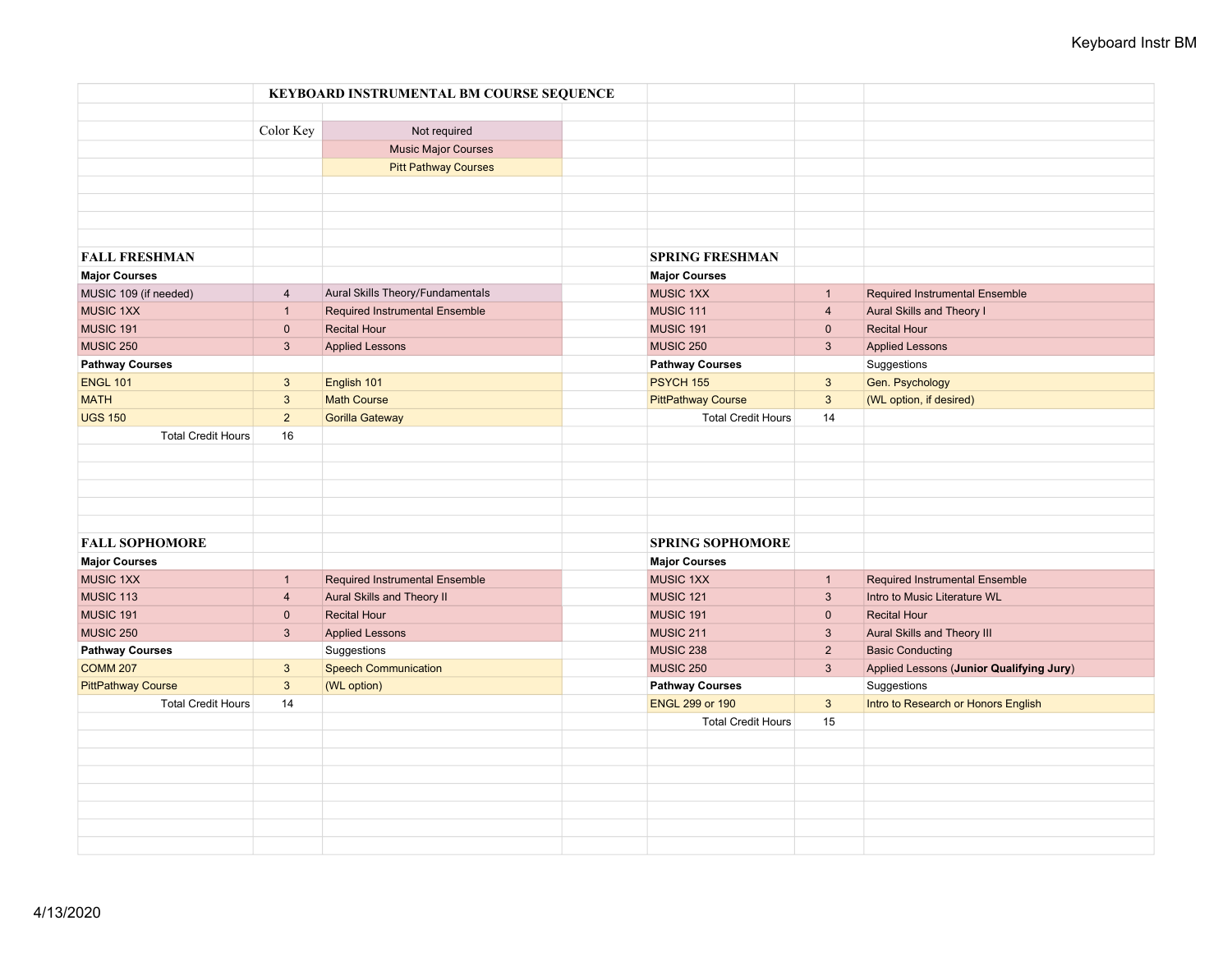# KEYBOARD INSTRUMENTAL BM COURSE SEQUENCE

| Color Key | |
|---|---|
| | Not required |
| | Music Major Courses |
| | Pitt Pathway Courses |

## FALL FRESHMAN

| Course | Credits | Description |
|---|---|---|
| **Major Courses** | | |
| MUSIC 109 (if needed) | 4 | Aural Skills Theory/Fundamentals |
| MUSIC 1XX | 1 | Required Instrumental Ensemble |
| MUSIC 191 | 0 | Recital Hour |
| MUSIC 250 | 3 | Applied Lessons |
| **Pathway Courses** | | |
| ENGL 101 | 3 | English 101 |
| MATH | 3 | Math Course |
| UGS 150 | 2 | Gorilla Gateway |
| Total Credit Hours | 16 | |

## SPRING FRESHMAN

| Course | Credits | Description |
|---|---|---|
| **Major Courses** | | |
| MUSIC 1XX | 1 | Required Instrumental Ensemble |
| MUSIC 111 | 4 | Aural Skills and Theory I |
| MUSIC 191 | 0 | Recital Hour |
| MUSIC 250 | 3 | Applied Lessons |
| **Pathway Courses** | | Suggestions |
| PSYCH 155 | 3 | Gen. Psychology |
| PittPathway Course | 3 | (WL option, if desired) |
| Total Credit Hours | 14 | |

## FALL SOPHOMORE

| Course | Credits | Description |
|---|---|---|
| **Major Courses** | | |
| MUSIC 1XX | 1 | Required Instrumental Ensemble |
| MUSIC 113 | 4 | Aural Skills and Theory II |
| MUSIC 191 | 0 | Recital Hour |
| MUSIC 250 | 3 | Applied Lessons |
| **Pathway Courses** | | Suggestions |
| COMM 207 | 3 | Speech Communication |
| PittPathway Course | 3 | (WL option) |
| Total Credit Hours | 14 | |

## SPRING SOPHOMORE

| Course | Credits | Description |
|---|---|---|
| **Major Courses** | | |
| MUSIC 1XX | 1 | Required Instrumental Ensemble |
| MUSIC 121 | 3 | Intro to Music Literature WL |
| MUSIC 191 | 0 | Recital Hour |
| MUSIC 211 | 3 | Aural Skills and Theory III |
| MUSIC 238 | 2 | Basic Conducting |
| MUSIC 250 | 3 | Applied Lessons (**Junior Qualifying Jury**) |
| **Pathway Courses** | | Suggestions |
| ENGL 299 or 190 | 3 | Intro to Research or Honors English |
| Total Credit Hours | 15 | |

4/13/2020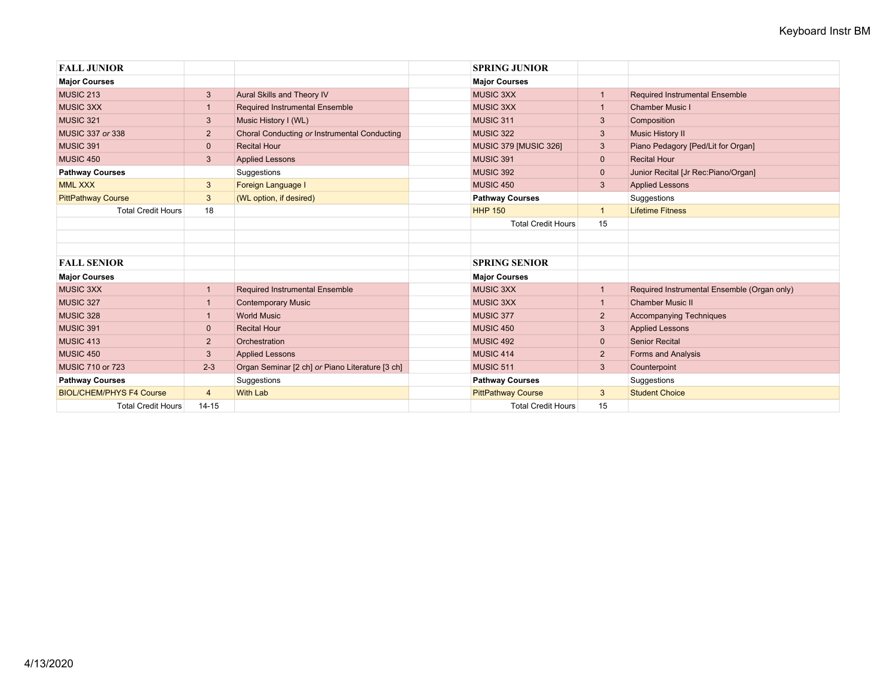| FALL JUNIOR | | |
|---|---|---|
| **Major Courses** | | |
| MUSIC 213 | 3 | Aural Skills and Theory IV |
| MUSIC 3XX | 1 | Required Instrumental Ensemble |
| MUSIC 321 | 3 | Music History I (WL) |
| MUSIC 337 *or* 338 | 2 | Choral Conducting *or* Instrumental Conducting |
| MUSIC 391 | 0 | Recital Hour |
| MUSIC 450 | 3 | Applied Lessons |
| **Pathway Courses** | | Suggestions |
| MML XXX | 3 | Foreign Language I |
| PittPathway Course | 3 | (WL option, if desired) |
| Total Credit Hours | 18 | |

| SPRING JUNIOR | | |
|---|---|---|
| **Major Courses** | | |
| MUSIC 3XX | 1 | Required Instrumental Ensemble |
| MUSIC 3XX | 1 | Chamber Music I |
| MUSIC 311 | 3 | Composition |
| MUSIC 322 | 3 | Music History II |
| MUSIC 379 [MUSIC 326] | 3 | Piano Pedagory [Ped/Lit for Organ] |
| MUSIC 391 | 0 | Recital Hour |
| MUSIC 392 | 0 | Junior Recital [Jr Rec:Piano/Organ] |
| MUSIC 450 | 3 | Applied Lessons |
| **Pathway Courses** | | Suggestions |
| HHP 150 | 1 | Lifetime Fitness |
| Total Credit Hours | 15 | |

| FALL SENIOR | | |
|---|---|---|
| **Major Courses** | | |
| MUSIC 3XX | 1 | Required Instrumental Ensemble |
| MUSIC 327 | 1 | Contemporary Music |
| MUSIC 328 | 1 | World Music |
| MUSIC 391 | 0 | Recital Hour |
| MUSIC 413 | 2 | Orchestration |
| MUSIC 450 | 3 | Applied Lessons |
| MUSIC 710 or 723 | 2-3 | Organ Seminar [2 ch] *or* Piano Literature [3 ch] |
| **Pathway Courses** | | Suggestions |
| BIOL/CHEM/PHYS F4 Course | 4 | With Lab |
| Total Credit Hours | 14-15 | |

| SPRING SENIOR | | |
|---|---|---|
| **Major Courses** | | |
| MUSIC 3XX | 1 | Required Instrumental Ensemble (Organ only) |
| MUSIC 3XX | 1 | Chamber Music II |
| MUSIC 377 | 2 | Accompanying Techniques |
| MUSIC 450 | 3 | Applied Lessons |
| MUSIC 492 | 0 | Senior Recital |
| MUSIC 414 | 2 | Forms and Analysis |
| MUSIC 511 | 3 | Counterpoint |
| **Pathway Courses** | | Suggestions |
| PittPathway Course | 3 | Student Choice |
| Total Credit Hours | 15 | |